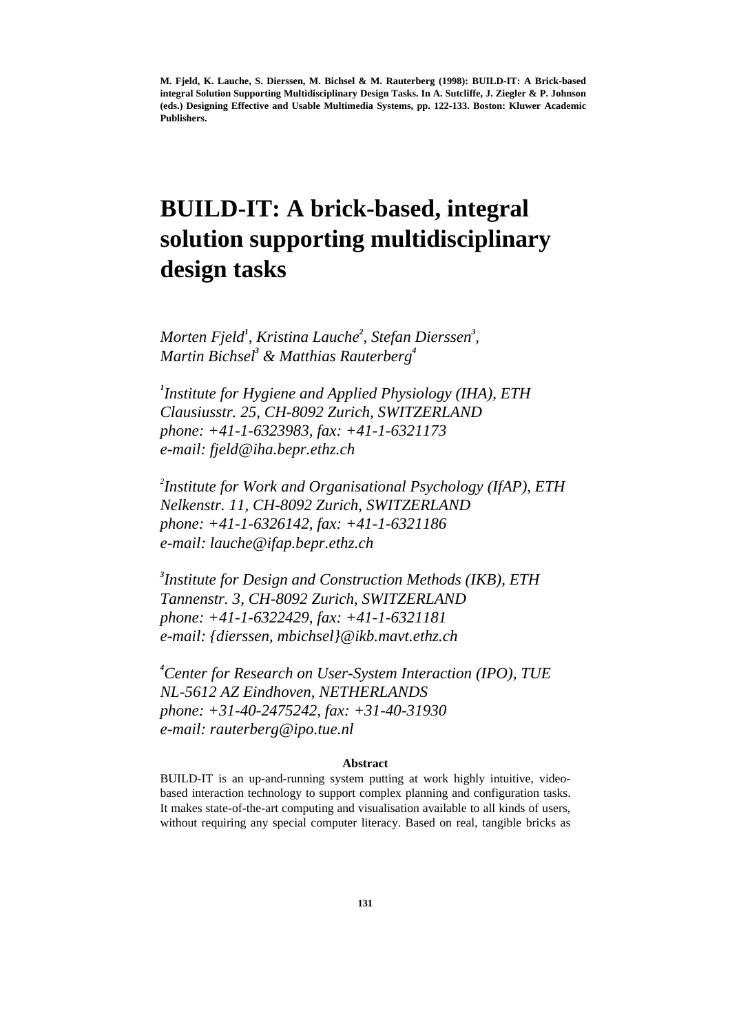**M. Fjeld, K. Lauche, S. Dierssen, M. Bichsel & M. Rauterberg (1998): BUILD-IT: A Brick-based integral Solution Supporting Multidisciplinary Design Tasks. In A. Sutcliffe, J. Ziegler & P. Johnson (eds.) Designing Effective and Usable Multimedia Systems, pp. 122-133. Boston: Kluwer Academic Publishers.**

# BUILD-IT: A brick-based, integral solution supporting multidisciplinary design tasks

*Morten Fjeld[1], Kristina Lauche[2], Stefan Dierssen[3], Martin Bichsel[3] & Matthias Rauterberg[4]*

*[1]Institute for Hygiene and Applied Physiology (IHA), ETH Clausiusstr. 25, CH-8092 Zurich, SWITZERLAND phone: +41-1-6323983, fax: +41-1-6321173 e-mail: fjeld@iha.bepr.ethz.ch*

*[2]Institute for Work and Organisational Psychology (IfAP), ETH Nelkenstr. 11, CH-8092 Zurich, SWITZERLAND phone: +41-1-6326142, fax: +41-1-6321186 e-mail: lauche@ifap.bepr.ethz.ch*

*[3]Institute for Design and Construction Methods (IKB), ETH Tannenstr. 3, CH-8092 Zurich, SWITZERLAND phone: +41-1-6322429, fax: +41-1-6321181 e-mail: {dierssen, mbichsel}@ikb.mavt.ethz.ch*

*[4]Center for Research on User-System Interaction (IPO), TUE NL-5612 AZ Eindhoven, NETHERLANDS phone: +31-40-2475242, fax: +31-40-31930 e-mail: rauterberg@ipo.tue.nl*

**Abstract**

BUILD-IT is an up-and-running system putting at work highly intuitive, video-based interaction technology to support complex planning and configuration tasks. It makes state-of-the-art computing and visualisation available to all kinds of users, without requiring any special computer literacy. Based on real, tangible bricks as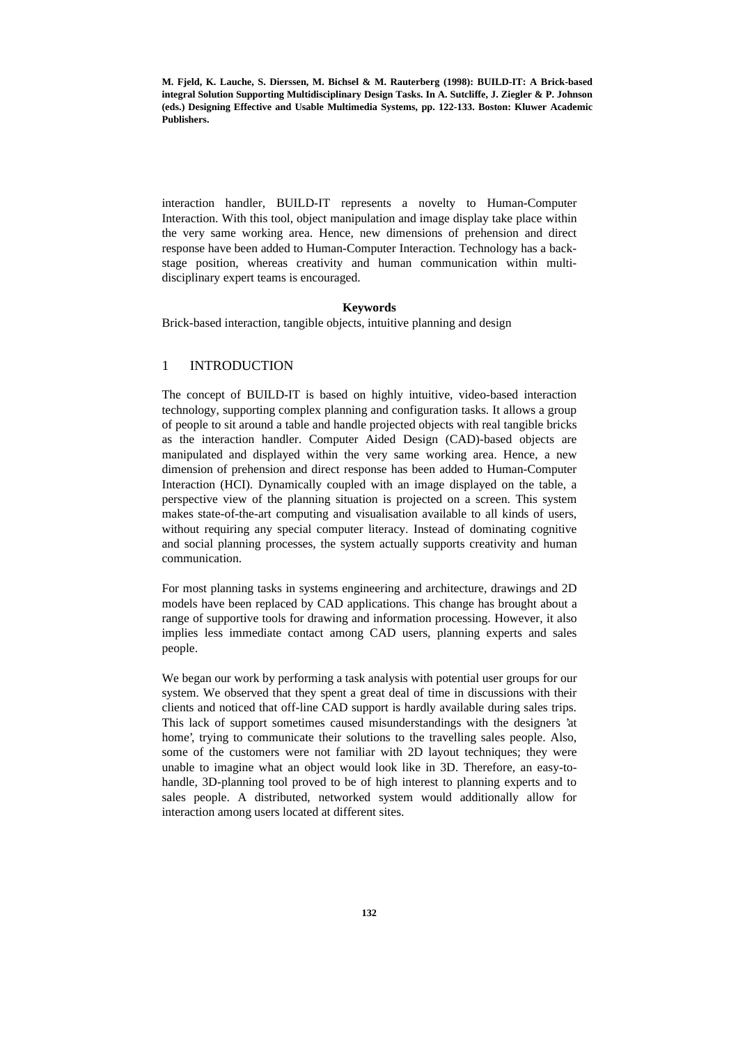interaction handler, BUILD-IT represents a novelty to Human-Computer Interaction. With this tool, object manipulation and image display take place within the very same working area. Hence, new dimensions of prehension and direct response have been added to Human-Computer Interaction. Technology has a back-stage position, whereas creativity and human communication within multi-disciplinary expert teams is encouraged.

**Keywords**

Brick-based interaction, tangible objects, intuitive planning and design

## 1 INTRODUCTION

The concept of BUILD-IT is based on highly intuitive, video-based interaction technology, supporting complex planning and configuration tasks. It allows a group of people to sit around a table and handle projected objects with real tangible bricks as the interaction handler. Computer Aided Design (CAD)-based objects are manipulated and displayed within the very same working area. Hence, a new dimension of prehension and direct response has been added to Human-Computer Interaction (HCI). Dynamically coupled with an image displayed on the table, a perspective view of the planning situation is projected on a screen. This system makes state-of-the-art computing and visualisation available to all kinds of users, without requiring any special computer literacy. Instead of dominating cognitive and social planning processes, the system actually supports creativity and human communication.

For most planning tasks in systems engineering and architecture, drawings and 2D models have been replaced by CAD applications. This change has brought about a range of supportive tools for drawing and information processing. However, it also implies less immediate contact among CAD users, planning experts and sales people.

We began our work by performing a task analysis with potential user groups for our system. We observed that they spent a great deal of time in discussions with their clients and noticed that off-line CAD support is hardly available during sales trips. This lack of support sometimes caused misunderstandings with the designers 'at home', trying to communicate their solutions to the travelling sales people. Also, some of the customers were not familiar with 2D layout techniques; they were unable to imagine what an object would look like in 3D. Therefore, an easy-to-handle, 3D-planning tool proved to be of high interest to planning experts and to sales people. A distributed, networked system would additionally allow for interaction among users located at different sites.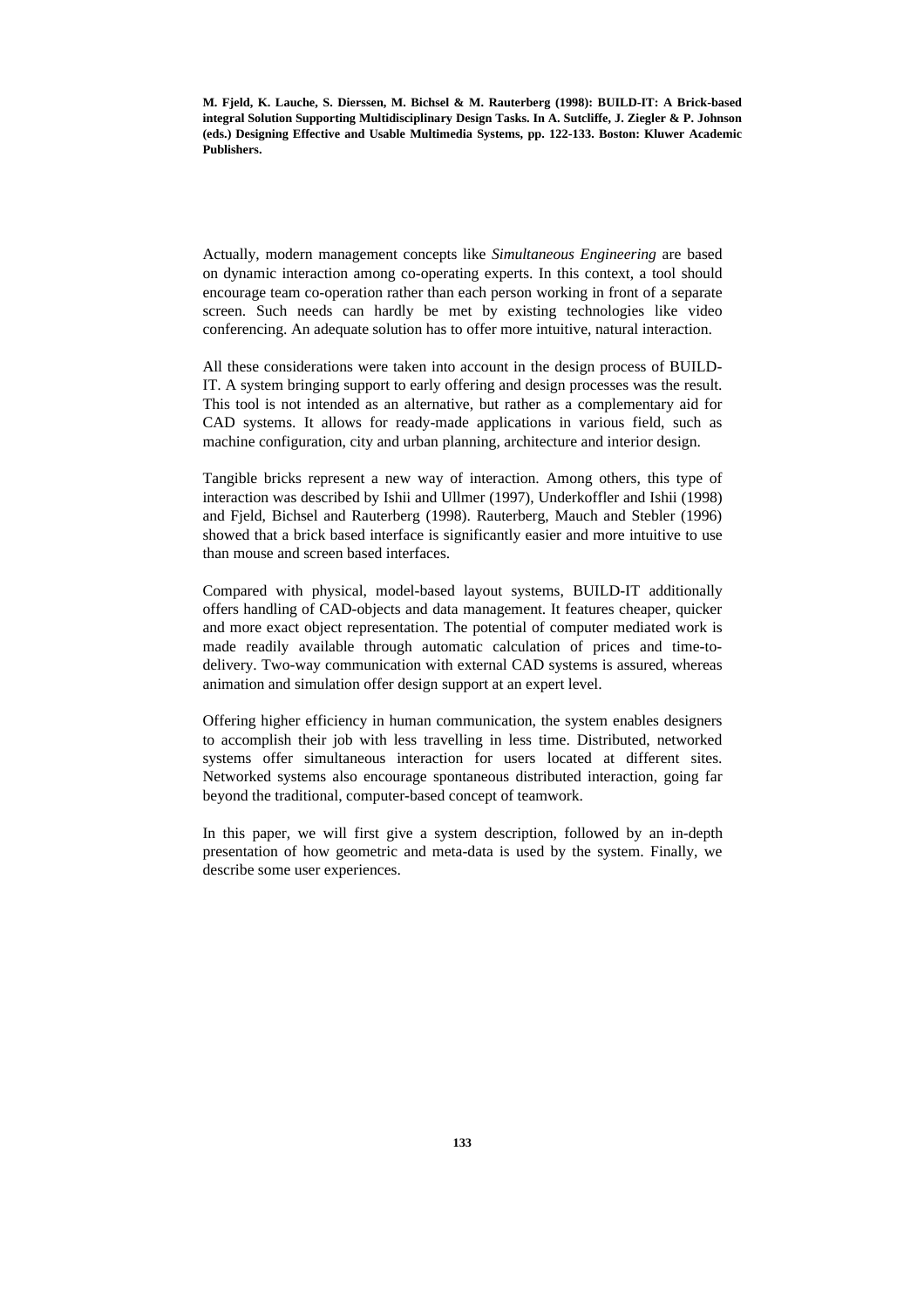Actually, modern management concepts like *Simultaneous Engineering* are based on dynamic interaction among co-operating experts. In this context, a tool should encourage team co-operation rather than each person working in front of a separate screen. Such needs can hardly be met by existing technologies like video conferencing. An adequate solution has to offer more intuitive, natural interaction.

All these considerations were taken into account in the design process of BUILD-IT. A system bringing support to early offering and design processes was the result. This tool is not intended as an alternative, but rather as a complementary aid for CAD systems. It allows for ready-made applications in various field, such as machine configuration, city and urban planning, architecture and interior design.

Tangible bricks represent a new way of interaction. Among others, this type of interaction was described by Ishii and Ullmer (1997), Underkoffler and Ishii (1998) and Fjeld, Bichsel and Rauterberg (1998). Rauterberg, Mauch and Stebler (1996) showed that a brick based interface is significantly easier and more intuitive to use than mouse and screen based interfaces.

Compared with physical, model-based layout systems, BUILD-IT additionally offers handling of CAD-objects and data management. It features cheaper, quicker and more exact object representation. The potential of computer mediated work is made readily available through automatic calculation of prices and time-to-delivery. Two-way communication with external CAD systems is assured, whereas animation and simulation offer design support at an expert level.

Offering higher efficiency in human communication, the system enables designers to accomplish their job with less travelling in less time. Distributed, networked systems offer simultaneous interaction for users located at different sites. Networked systems also encourage spontaneous distributed interaction, going far beyond the traditional, computer-based concept of teamwork.

In this paper, we will first give a system description, followed by an in-depth presentation of how geometric and meta-data is used by the system. Finally, we describe some user experiences.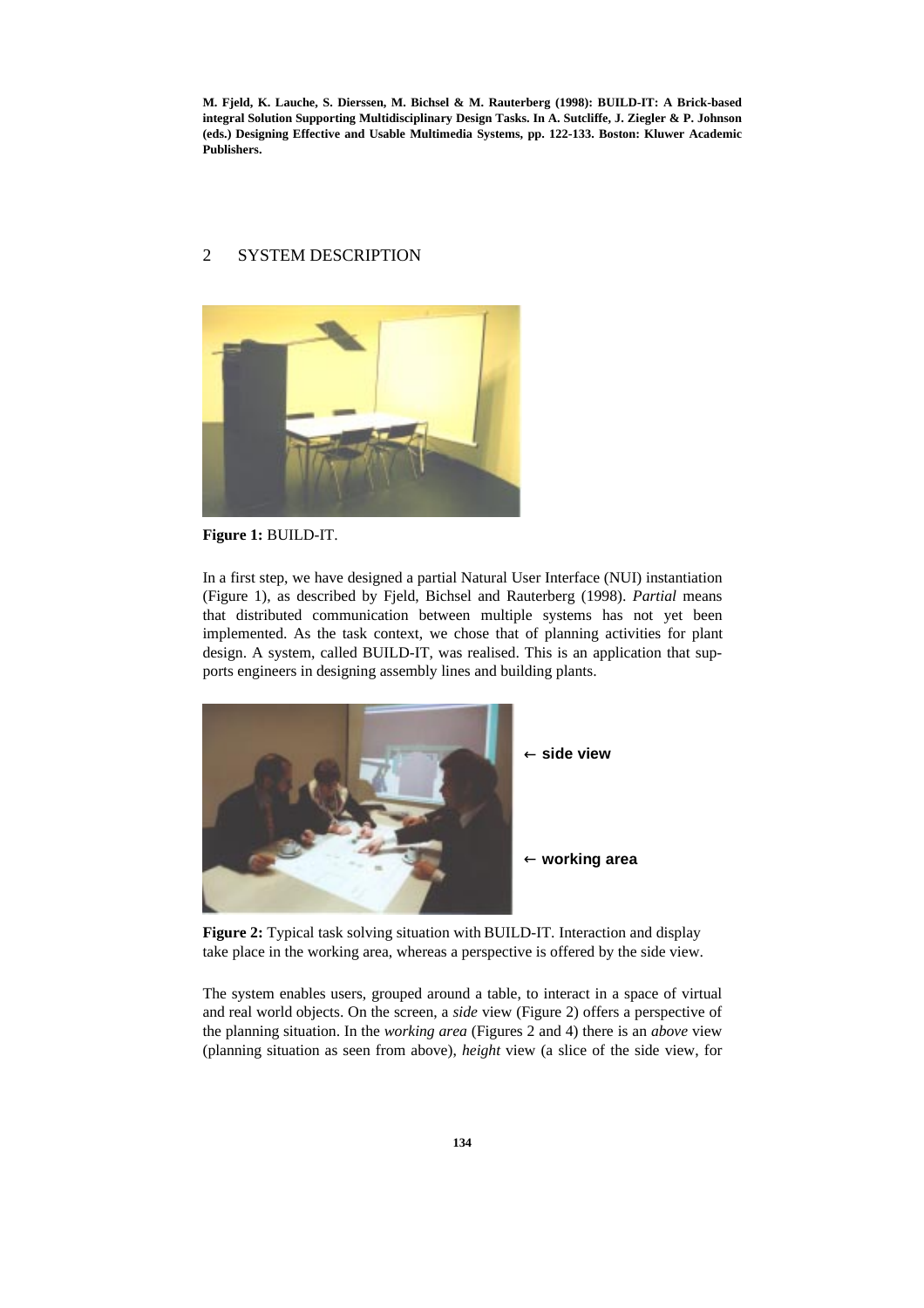## 2 SYSTEM DESCRIPTION

**Figure 1:** BUILD-IT.

In a first step, we have designed a partial Natural User Interface (NUI) instantiation (Figure 1), as described by Fjeld, Bichsel and Rauterberg (1998). *Partial* means that distributed communication between multiple systems has not yet been implemented. As the task context, we chose that of planning activities for plant design. A system, called BUILD-IT, was realised. This is an application that supports engineers in designing assembly lines and building plants.

← **side view**

← **working area**

**Figure 2:** Typical task solving situation with BUILD-IT. Interaction and display take place in the working area, whereas a perspective is offered by the side view.

The system enables users, grouped around a table, to interact in a space of virtual and real world objects. On the screen, a *side* view (Figure 2) offers a perspective of the planning situation. In the *working area* (Figures 2 and 4) there is an *above* view (planning situation as seen from above), *height* view (a slice of the side view, for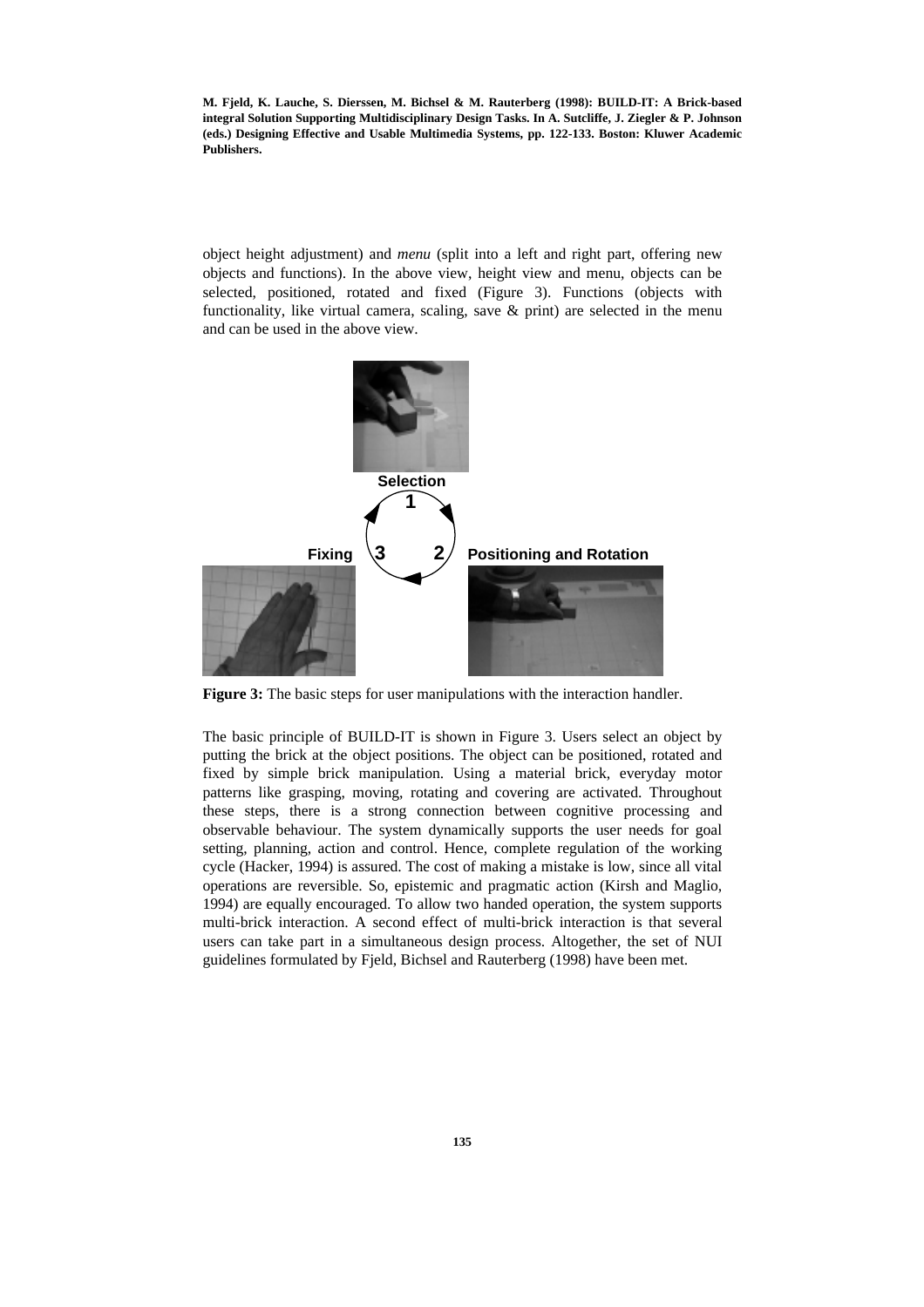object height adjustment) and *menu* (split into a left and right part, offering new objects and functions). In the above view, height view and menu, objects can be selected, positioned, rotated and fixed (Figure 3). Functions (objects with functionality, like virtual camera, scaling, save & print) are selected in the menu and can be used in the above view.

**Figure 3:** The basic steps for user manipulations with the interaction handler.

The basic principle of BUILD-IT is shown in Figure 3. Users select an object by putting the brick at the object positions. The object can be positioned, rotated and fixed by simple brick manipulation. Using a material brick, everyday motor patterns like grasping, moving, rotating and covering are activated. Throughout these steps, there is a strong connection between cognitive processing and observable behaviour. The system dynamically supports the user needs for goal setting, planning, action and control. Hence, complete regulation of the working cycle (Hacker, 1994) is assured. The cost of making a mistake is low, since all vital operations are reversible. So, epistemic and pragmatic action (Kirsh and Maglio, 1994) are equally encouraged. To allow two handed operation, the system supports multi-brick interaction. A second effect of multi-brick interaction is that several users can take part in a simultaneous design process. Altogether, the set of NUI guidelines formulated by Fjeld, Bichsel and Rauterberg (1998) have been met.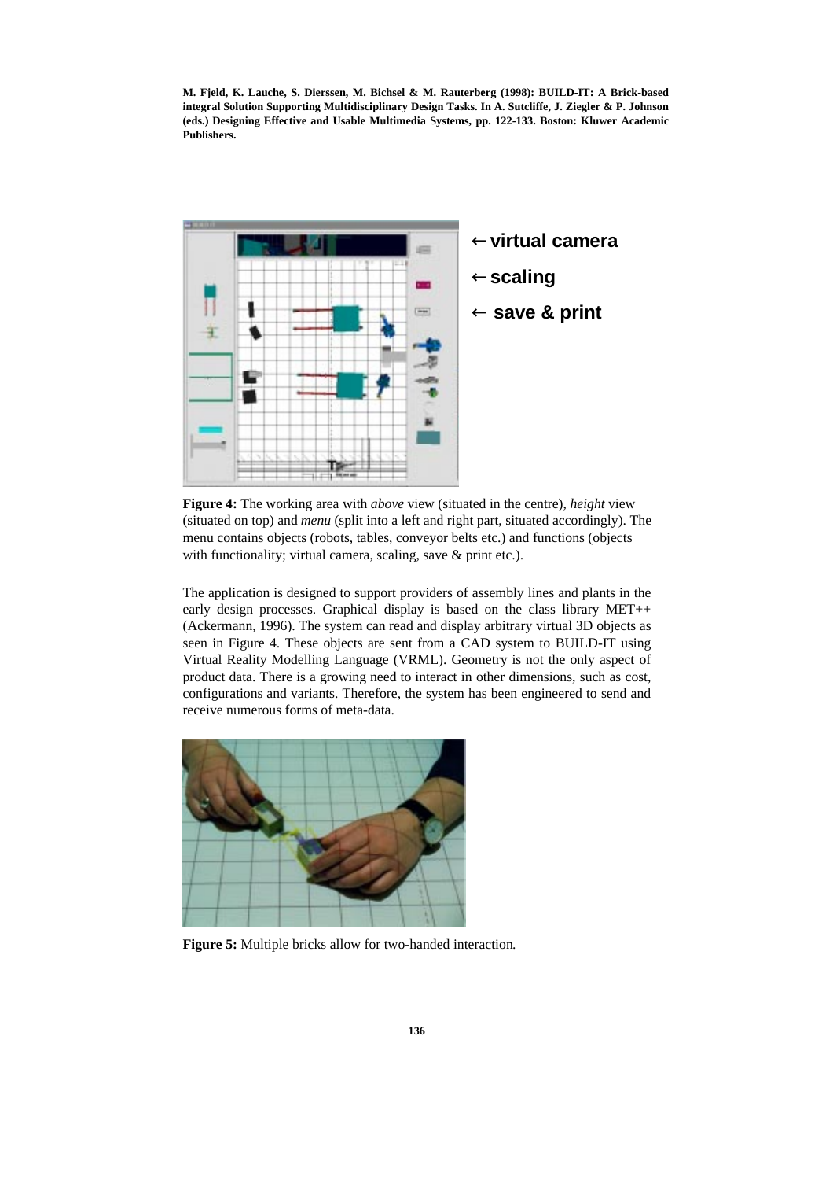M. Fjeld, K. Lauche, S. Dierssen, M. Bichsel & M. Rauterberg (1998): BUILD-IT: A Brick-based integral Solution Supporting Multidisciplinary Design Tasks. In A. Sutcliffe, J. Ziegler & P. Johnson (eds.) Designing Effective and Usable Multimedia Systems, pp. 122-133. Boston: Kluwer Academic Publishers.

← **virtual camera**

← **scaling**

← **save & print**

**Figure 4:** The working area with *above* view (situated in the centre), *height* view (situated on top) and *menu* (split into a left and right part, situated accordingly). The menu contains objects (robots, tables, conveyor belts etc.) and functions (objects with functionality; virtual camera, scaling, save & print etc.).

The application is designed to support providers of assembly lines and plants in the early design processes. Graphical display is based on the class library MET++ (Ackermann, 1996). The system can read and display arbitrary virtual 3D objects as seen in Figure 4. These objects are sent from a CAD system to BUILD-IT using Virtual Reality Modelling Language (VRML). Geometry is not the only aspect of product data. There is a growing need to interact in other dimensions, such as cost, configurations and variants. Therefore, the system has been engineered to send and receive numerous forms of meta-data.

**Figure 5:** Multiple bricks allow for two-handed interaction.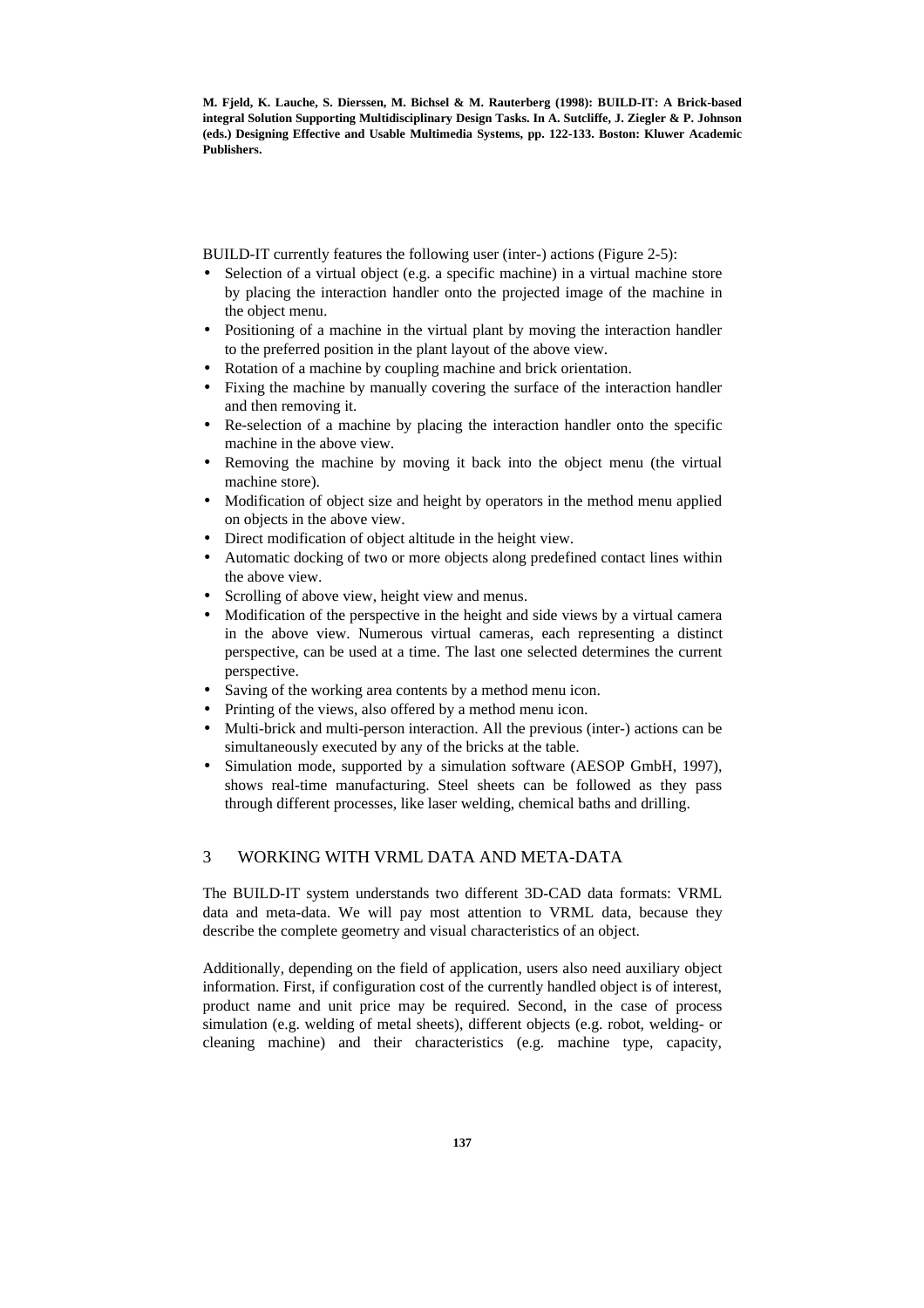BUILD-IT currently features the following user (inter-) actions (Figure 2-5):

- Selection of a virtual object (e.g. a specific machine) in a virtual machine store by placing the interaction handler onto the projected image of the machine in the object menu.
- Positioning of a machine in the virtual plant by moving the interaction handler to the preferred position in the plant layout of the above view.
- Rotation of a machine by coupling machine and brick orientation.
- Fixing the machine by manually covering the surface of the interaction handler and then removing it.
- Re-selection of a machine by placing the interaction handler onto the specific machine in the above view.
- Removing the machine by moving it back into the object menu (the virtual machine store).
- Modification of object size and height by operators in the method menu applied on objects in the above view.
- Direct modification of object altitude in the height view.
- Automatic docking of two or more objects along predefined contact lines within the above view.
- Scrolling of above view, height view and menus.
- Modification of the perspective in the height and side views by a virtual camera in the above view. Numerous virtual cameras, each representing a distinct perspective, can be used at a time. The last one selected determines the current perspective.
- Saving of the working area contents by a method menu icon.
- Printing of the views, also offered by a method menu icon.
- Multi-brick and multi-person interaction. All the previous (inter-) actions can be simultaneously executed by any of the bricks at the table.
- Simulation mode, supported by a simulation software (AESOP GmbH, 1997), shows real-time manufacturing. Steel sheets can be followed as they pass through different processes, like laser welding, chemical baths and drilling.

## 3 WORKING WITH VRML DATA AND META-DATA

The BUILD-IT system understands two different 3D-CAD data formats: VRML data and meta-data. We will pay most attention to VRML data, because they describe the complete geometry and visual characteristics of an object.

Additionally, depending on the field of application, users also need auxiliary object information. First, if configuration cost of the currently handled object is of interest, product name and unit price may be required. Second, in the case of process simulation (e.g. welding of metal sheets), different objects (e.g. robot, welding- or cleaning machine) and their characteristics (e.g. machine type, capacity,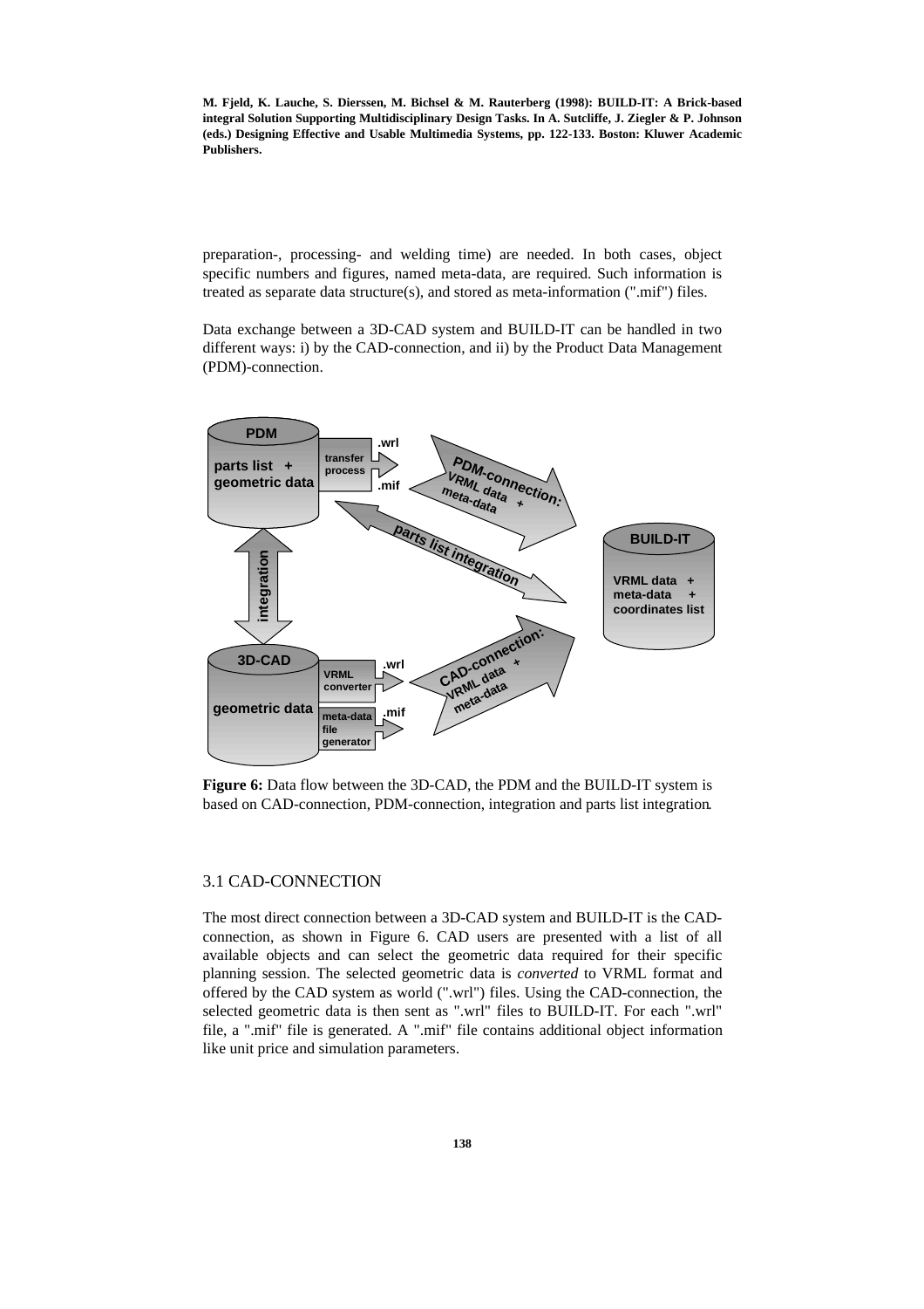preparation-, processing- and welding time) are needed. In both cases, object specific numbers and figures, named meta-data, are required. Such information is treated as separate data structure(s), and stored as meta-information (".mif") files.

Data exchange between a 3D-CAD system and BUILD-IT can be handled in two different ways: i) by the CAD-connection, and ii) by the Product Data Management (PDM)-connection.

**Figure 6:** Data flow between the 3D-CAD, the PDM and the BUILD-IT system is based on CAD-connection, PDM-connection, integration and parts list integration.

## 3.1 CAD-CONNECTION

The most direct connection between a 3D-CAD system and BUILD-IT is the CAD-connection, as shown in Figure 6. CAD users are presented with a list of all available objects and can select the geometric data required for their specific planning session. The selected geometric data is *converted* to VRML format and offered by the CAD system as world (".wrl") files. Using the CAD-connection, the selected geometric data is then sent as ".wrl" files to BUILD-IT. For each ".wrl" file, a ".mif" file is generated. A ".mif" file contains additional object information like unit price and simulation parameters.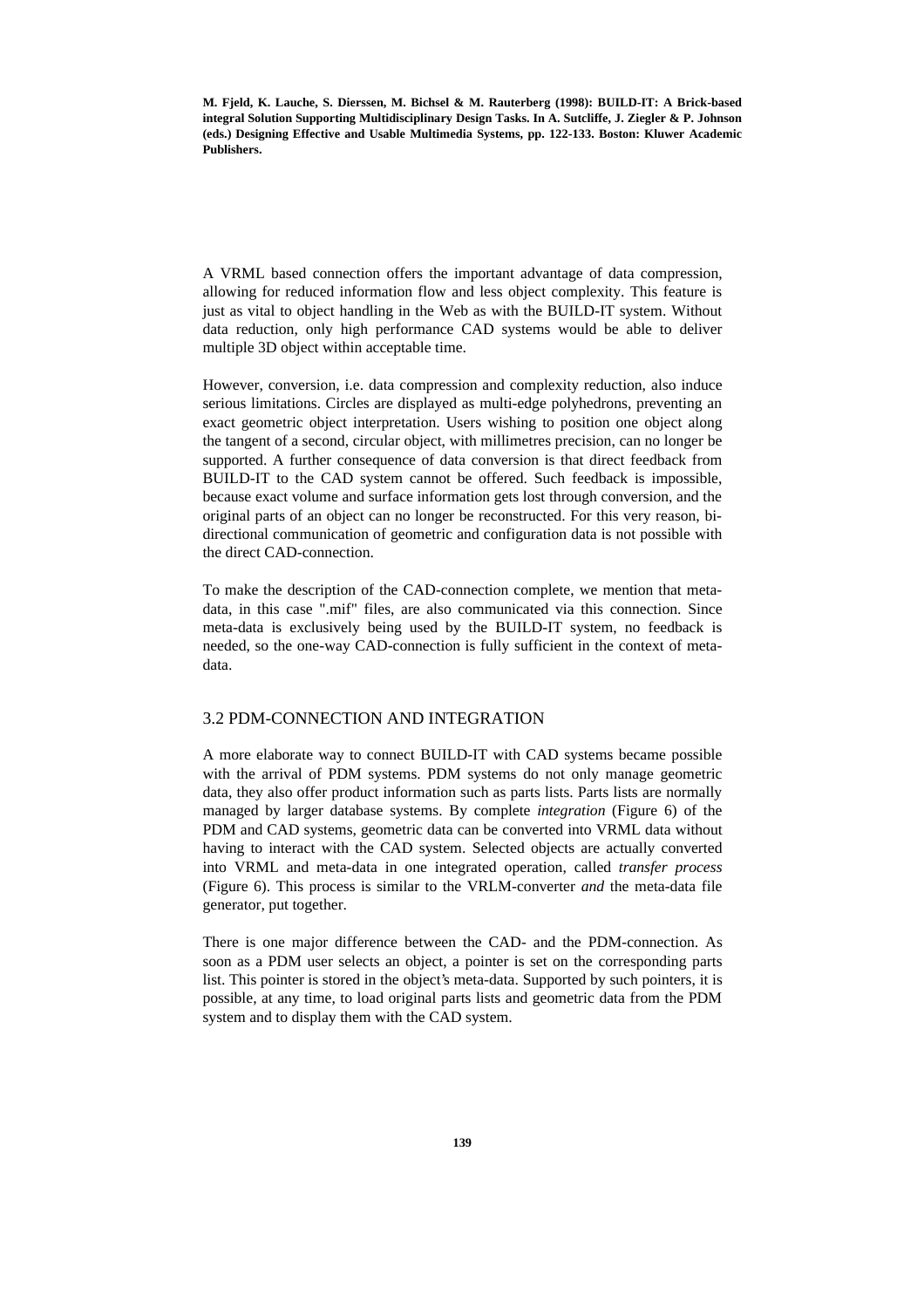A VRML based connection offers the important advantage of data compression, allowing for reduced information flow and less object complexity. This feature is just as vital to object handling in the Web as with the BUILD-IT system. Without data reduction, only high performance CAD systems would be able to deliver multiple 3D object within acceptable time.

However, conversion, i.e. data compression and complexity reduction, also induce serious limitations. Circles are displayed as multi-edge polyhedrons, preventing an exact geometric object interpretation. Users wishing to position one object along the tangent of a second, circular object, with millimetres precision, can no longer be supported. A further consequence of data conversion is that direct feedback from BUILD-IT to the CAD system cannot be offered. Such feedback is impossible, because exact volume and surface information gets lost through conversion, and the original parts of an object can no longer be reconstructed. For this very reason, bi-directional communication of geometric and configuration data is not possible with the direct CAD-connection.

To make the description of the CAD-connection complete, we mention that meta-data, in this case ".mif" files, are also communicated via this connection. Since meta-data is exclusively being used by the BUILD-IT system, no feedback is needed, so the one-way CAD-connection is fully sufficient in the context of meta-data.

## 3.2 PDM-CONNECTION AND INTEGRATION

A more elaborate way to connect BUILD-IT with CAD systems became possible with the arrival of PDM systems. PDM systems do not only manage geometric data, they also offer product information such as parts lists. Parts lists are normally managed by larger database systems. By complete *integration* (Figure 6) of the PDM and CAD systems, geometric data can be converted into VRML data without having to interact with the CAD system. Selected objects are actually converted into VRML and meta-data in one integrated operation, called *transfer process* (Figure 6). This process is similar to the VRLM-converter *and* the meta-data file generator, put together.

There is one major difference between the CAD- and the PDM-connection. As soon as a PDM user selects an object, a pointer is set on the corresponding parts list. This pointer is stored in the object's meta-data. Supported by such pointers, it is possible, at any time, to load original parts lists and geometric data from the PDM system and to display them with the CAD system.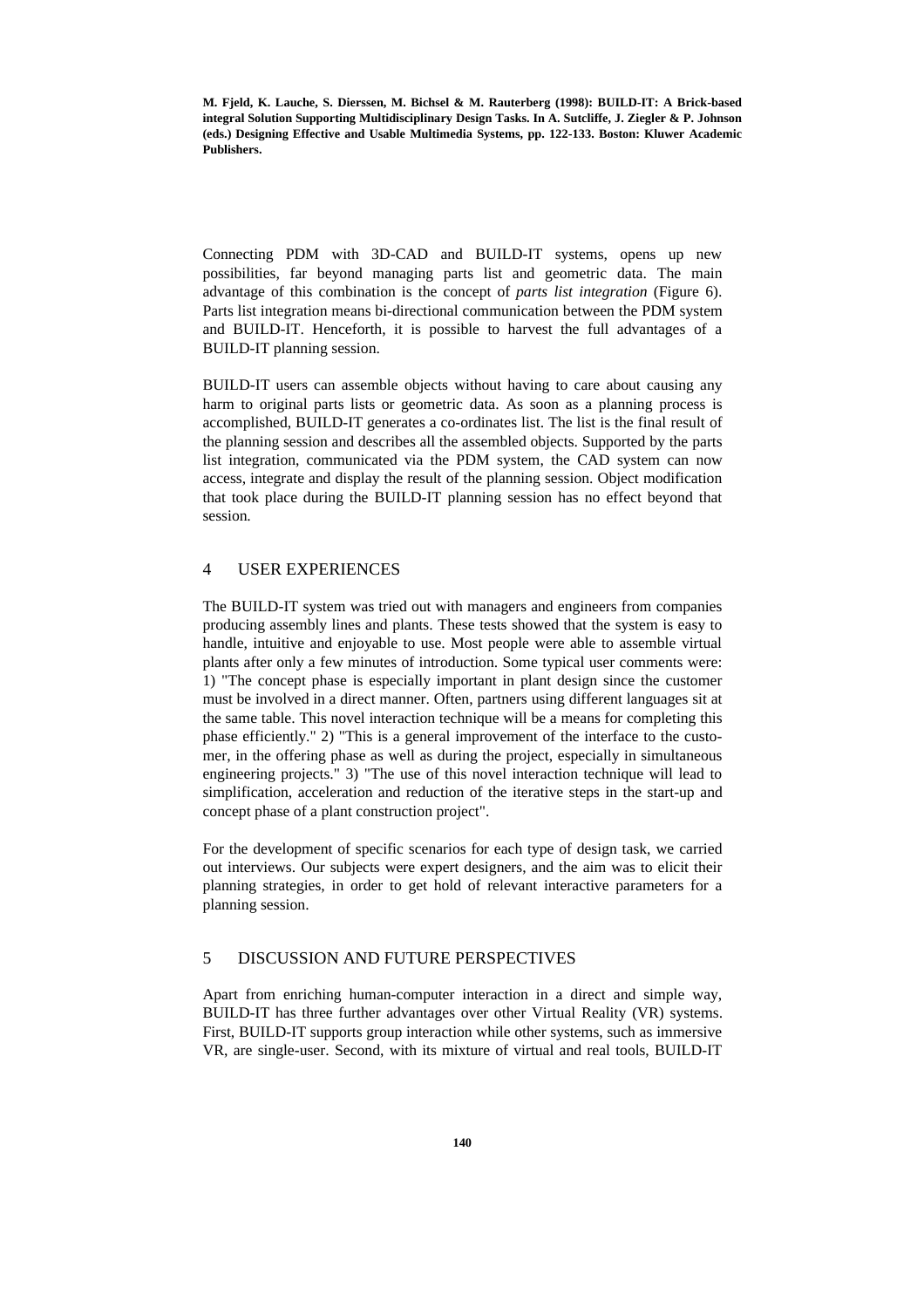Connecting PDM with 3D-CAD and BUILD-IT systems, opens up new possibilities, far beyond managing parts list and geometric data. The main advantage of this combination is the concept of *parts list integration* (Figure 6). Parts list integration means bi-directional communication between the PDM system and BUILD-IT. Henceforth, it is possible to harvest the full advantages of a BUILD-IT planning session.

BUILD-IT users can assemble objects without having to care about causing any harm to original parts lists or geometric data. As soon as a planning process is accomplished, BUILD-IT generates a co-ordinates list. The list is the final result of the planning session and describes all the assembled objects. Supported by the parts list integration, communicated via the PDM system, the CAD system can now access, integrate and display the result of the planning session. Object modification that took place during the BUILD-IT planning session has no effect beyond that session.

## 4 USER EXPERIENCES

The BUILD-IT system was tried out with managers and engineers from companies producing assembly lines and plants. These tests showed that the system is easy to handle, intuitive and enjoyable to use. Most people were able to assemble virtual plants after only a few minutes of introduction. Some typical user comments were: 1) "The concept phase is especially important in plant design since the customer must be involved in a direct manner. Often, partners using different languages sit at the same table. This novel interaction technique will be a means for completing this phase efficiently." 2) "This is a general improvement of the interface to the customer, in the offering phase as well as during the project, especially in simultaneous engineering projects." 3) "The use of this novel interaction technique will lead to simplification, acceleration and reduction of the iterative steps in the start-up and concept phase of a plant construction project".

For the development of specific scenarios for each type of design task, we carried out interviews. Our subjects were expert designers, and the aim was to elicit their planning strategies, in order to get hold of relevant interactive parameters for a planning session.

## 5 DISCUSSION AND FUTURE PERSPECTIVES

Apart from enriching human-computer interaction in a direct and simple way, BUILD-IT has three further advantages over other Virtual Reality (VR) systems. First, BUILD-IT supports group interaction while other systems, such as immersive VR, are single-user. Second, with its mixture of virtual and real tools, BUILD-IT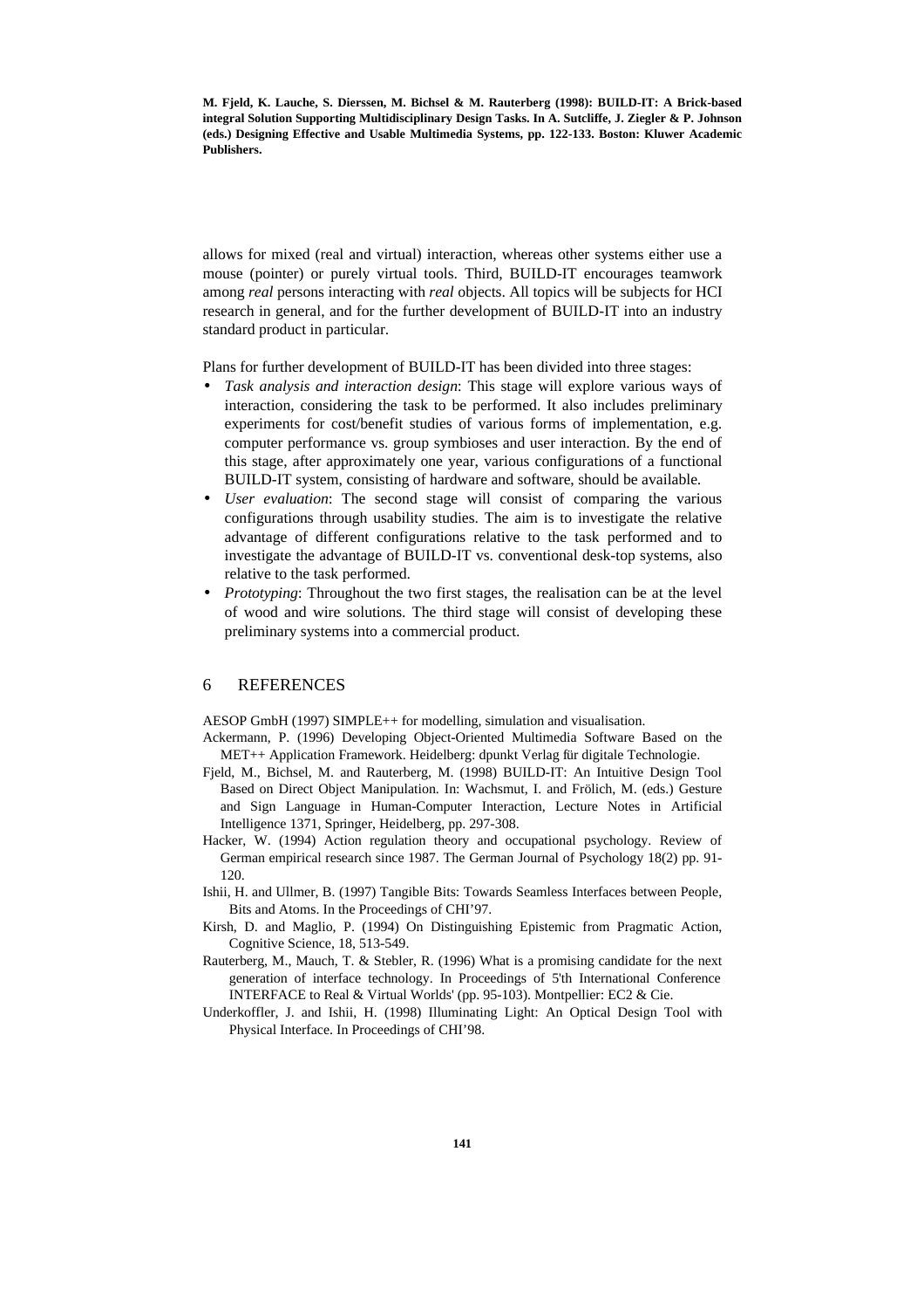allows for mixed (real and virtual) interaction, whereas other systems either use a mouse (pointer) or purely virtual tools. Third, BUILD-IT encourages teamwork among *real* persons interacting with *real* objects. All topics will be subjects for HCI research in general, and for the further development of BUILD-IT into an industry standard product in particular.

Plans for further development of BUILD-IT has been divided into three stages:

- *Task analysis and interaction design*: This stage will explore various ways of interaction, considering the task to be performed. It also includes preliminary experiments for cost/benefit studies of various forms of implementation, e.g. computer performance vs. group symbioses and user interaction. By the end of this stage, after approximately one year, various configurations of a functional BUILD-IT system, consisting of hardware and software, should be available.
- *User evaluation*: The second stage will consist of comparing the various configurations through usability studies. The aim is to investigate the relative advantage of different configurations relative to the task performed and to investigate the advantage of BUILD-IT vs. conventional desk-top systems, also relative to the task performed.
- *Prototyping*: Throughout the two first stages, the realisation can be at the level of wood and wire solutions. The third stage will consist of developing these preliminary systems into a commercial product.

## 6 REFERENCES

AESOP GmbH (1997) SIMPLE++ for modelling, simulation and visualisation.

Ackermann, P. (1996) Developing Object-Oriented Multimedia Software Based on the MET++ Application Framework. Heidelberg: dpunkt Verlag für digitale Technologie.

Fjeld, M., Bichsel, M. and Rauterberg, M. (1998) BUILD-IT: An Intuitive Design Tool Based on Direct Object Manipulation. In: Wachsmut, I. and Frölich, M. (eds.) Gesture and Sign Language in Human-Computer Interaction, Lecture Notes in Artificial Intelligence 1371, Springer, Heidelberg, pp. 297-308.

Hacker, W. (1994) Action regulation theory and occupational psychology. Review of German empirical research since 1987. The German Journal of Psychology 18(2) pp. 91-120.

Ishii, H. and Ullmer, B. (1997) Tangible Bits: Towards Seamless Interfaces between People, Bits and Atoms. In the Proceedings of CHI'97.

Kirsh, D. and Maglio, P. (1994) On Distinguishing Epistemic from Pragmatic Action, Cognitive Science, 18, 513-549.

Rauterberg, M., Mauch, T. & Stebler, R. (1996) What is a promising candidate for the next generation of interface technology. In Proceedings of 5'th International Conference INTERFACE to Real & Virtual Worlds' (pp. 95-103). Montpellier: EC2 & Cie.

Underkoffler, J. and Ishii, H. (1998) Illuminating Light: An Optical Design Tool with Physical Interface. In Proceedings of CHI'98.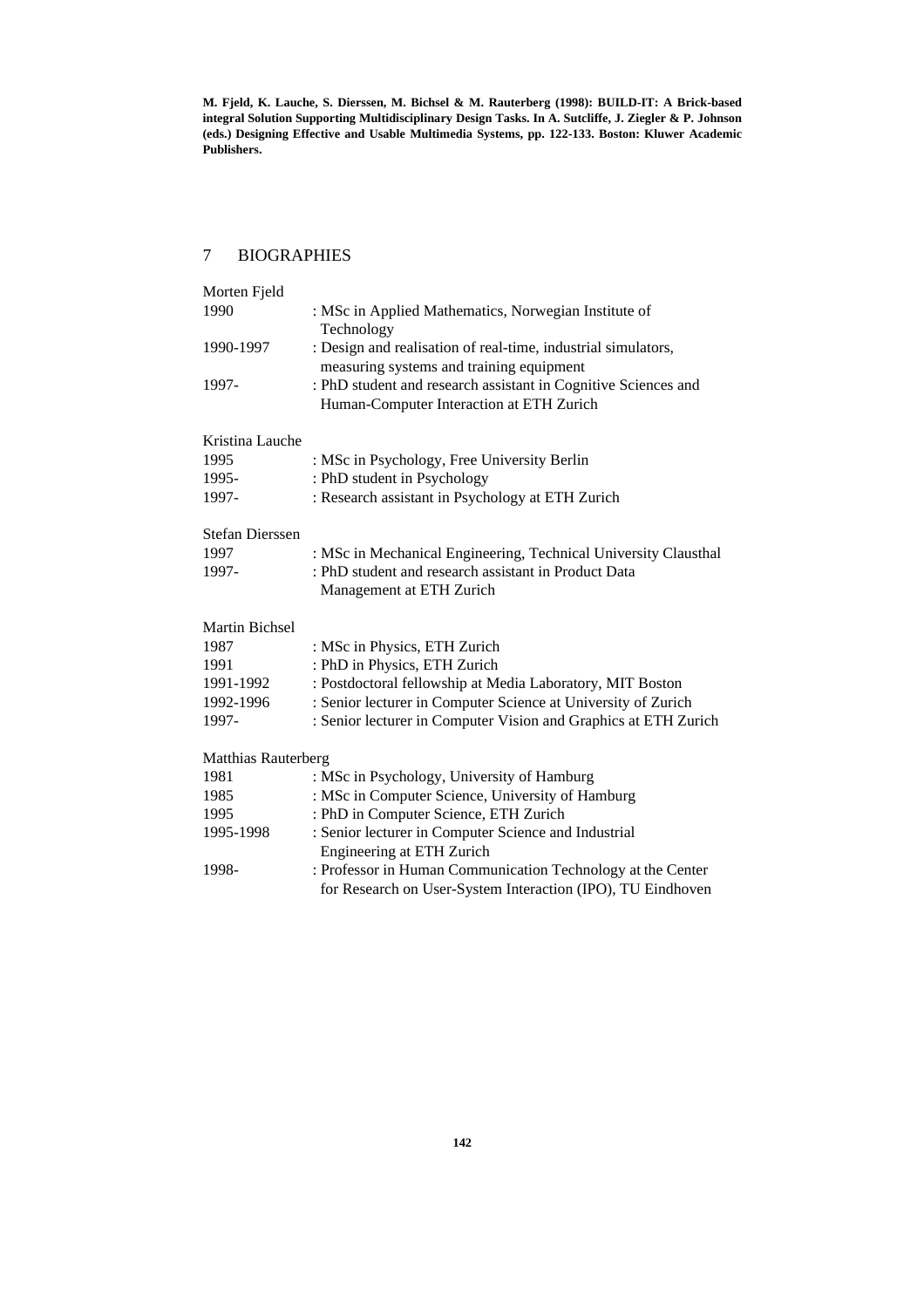## 7 BIOGRAPHIES

Morten Fjeld

| | |
|---|---|
| 1990 | : MSc in Applied Mathematics, Norwegian Institute of Technology |
| 1990-1997 | : Design and realisation of real-time, industrial simulators, measuring systems and training equipment |
| 1997- | : PhD student and research assistant in Cognitive Sciences and Human-Computer Interaction at ETH Zurich |

Kristina Lauche

| | |
|---|---|
| 1995 | : MSc in Psychology, Free University Berlin |
| 1995- | : PhD student in Psychology |
| 1997- | : Research assistant in Psychology at ETH Zurich |

Stefan Dierssen

| | |
|---|---|
| 1997 | : MSc in Mechanical Engineering, Technical University Clausthal |
| 1997- | : PhD student and research assistant in Product Data Management at ETH Zurich |

Martin Bichsel

| | |
|---|---|
| 1987 | : MSc in Physics, ETH Zurich |
| 1991 | : PhD in Physics, ETH Zurich |
| 1991-1992 | : Postdoctoral fellowship at Media Laboratory, MIT Boston |
| 1992-1996 | : Senior lecturer in Computer Science at University of Zurich |
| 1997- | : Senior lecturer in Computer Vision and Graphics at ETH Zurich |

Matthias Rauterberg

| | |
|---|---|
| 1981 | : MSc in Psychology, University of Hamburg |
| 1985 | : MSc in Computer Science, University of Hamburg |
| 1995 | : PhD in Computer Science, ETH Zurich |
| 1995-1998 | : Senior lecturer in Computer Science and Industrial Engineering at ETH Zurich |
| 1998- | : Professor in Human Communication Technology at the Center for Research on User-System Interaction (IPO), TU Eindhoven |